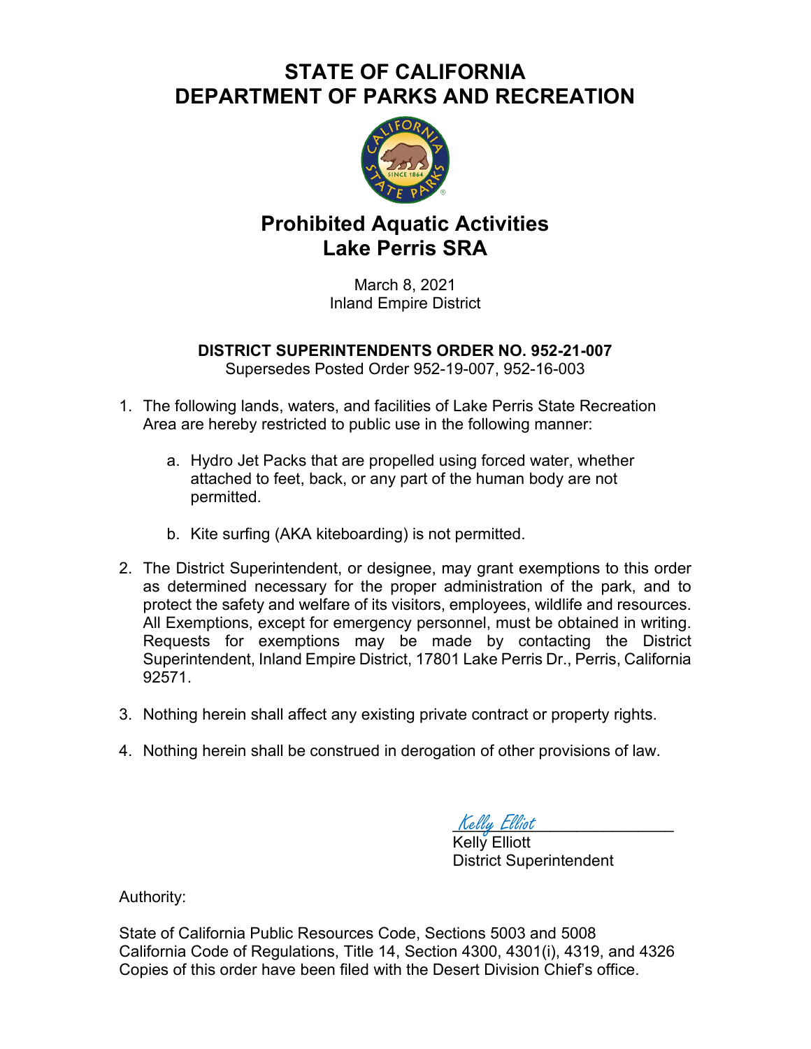# STATE OF CALIFORNIA
# DEPARTMENT OF PARKS AND RECREATION

## Prohibited Aquatic Activities
## Lake Perris SRA

March 8, 2021
Inland Empire District

**DISTRICT SUPERINTENDENTS ORDER NO. 952-21-007**
Supersedes Posted Order 952-19-007, 952-16-003

1. The following lands, waters, and facilities of Lake Perris State Recreation Area are hereby restricted to public use in the following manner:

    a. Hydro Jet Packs that are propelled using forced water, whether attached to feet, back, or any part of the human body are not permitted.

    b. Kite surfing (AKA kiteboarding) is not permitted.

2. The District Superintendent, or designee, may grant exemptions to this order as determined necessary for the proper administration of the park, and to protect the safety and welfare of its visitors, employees, wildlife and resources. All Exemptions, except for emergency personnel, must be obtained in writing. Requests for exemptions may be made by contacting the District Superintendent, Inland Empire District, 17801 Lake Perris Dr., Perris, California 92571.

3. Nothing herein shall affect any existing private contract or property rights.

4. Nothing herein shall be construed in derogation of other provisions of law.

Kelly Elliot
Kelly Elliott
District Superintendent

Authority:

State of California Public Resources Code, Sections 5003 and 5008
California Code of Regulations, Title 14, Section 4300, 4301(i), 4319, and 4326
Copies of this order have been filed with the Desert Division Chief's office.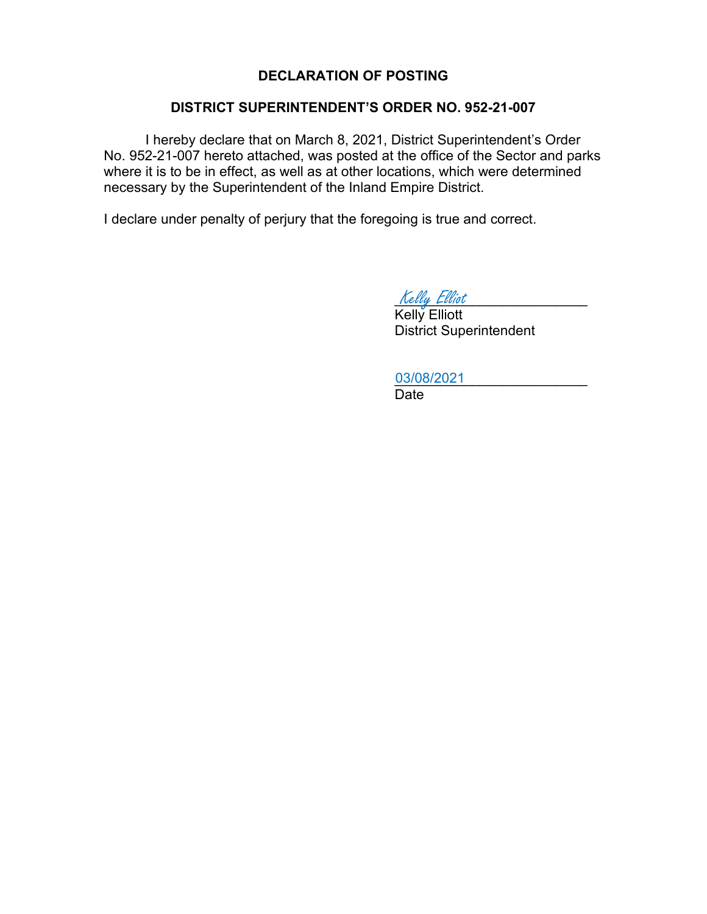# DECLARATION OF POSTING

## DISTRICT SUPERINTENDENT'S ORDER NO. 952-21-007

I hereby declare that on March 8, 2021, District Superintendent's Order No. 952-21-007 hereto attached, was posted at the office of the Sector and parks where it is to be in effect, as well as at other locations, which were determined necessary by the Superintendent of the Inland Empire District.

I declare under penalty of perjury that the foregoing is true and correct.

Kelly Elliot
Kelly Elliott
District Superintendent

03/08/2021
Date